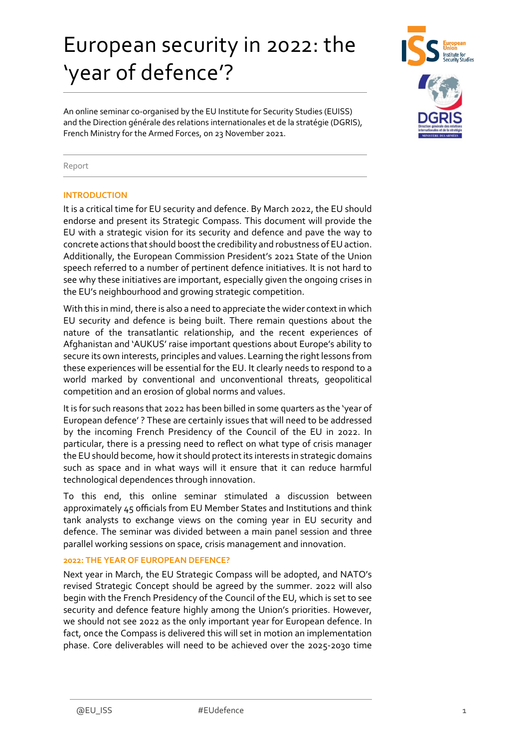# European security in 2022: the 'year of defence'?

An online seminar co-organised by the EU Institute for Security Studies (EUISS) and the Direction générale des relations internationales et de la stratégie (DGRIS), French Ministry for the Armed Forces, on 23 November 2021.

Report

## INTRODUCTION

It is a critical time for EU security and defence. By March 2022, the EU should endorse and present its Strategic Compass. This document will provide the EU with a strategic vision for its security and defence and pave the way to concrete actions that should boost the credibility and robustness of EU action. Additionally, the European Commission President's 2021 State of the Union speech referred to a number of pertinent defence initiatives. It is not hard to see why these initiatives are important, especially given the ongoing crises in the EU's neighbourhood and growing strategic competition.

With this in mind, there is also a need to appreciate the wider context in which EU security and defence is being built. There remain questions about the nature of the transatlantic relationship, and the recent experiences of Afghanistan and 'AUKUS' raise important questions about Europe's ability to secure its own interests, principles and values. Learning the right lessons from these experiences will be essential for the EU. It clearly needs to respond to a world marked by conventional and unconventional threats, geopolitical competition and an erosion of global norms and values.

It is for such reasons that 2022 has been billed in some quarters as the 'year of European defence' ? These are certainly issues that will need to be addressed by the incoming French Presidency of the Council of the EU in 2022. In particular, there is a pressing need to reflect on what type of crisis manager the EU should become, how it should protect its interests in strategic domains such as space and in what ways will it ensure that it can reduce harmful technological dependences through innovation.

To this end, this online seminar stimulated a discussion between approximately 45 officials from EU Member States and Institutions and think tank analysts to exchange views on the coming year in EU security and defence. The seminar was divided between a main panel session and three parallel working sessions on space, crisis management and innovation.

### 2022: THE YEAR OF EUROPEAN DEFENCE?

Next year in March, the EU Strategic Compass will be adopted, and NATO's revised Strategic Concept should be agreed by the summer. 2022 will also begin with the French Presidency of the Council of the EU, which is set to see security and defence feature highly among the Union's priorities. However, we should not see 2022 as the only important year for European defence. In fact, once the Compass is delivered this will set in motion an implementation phase. Core deliverables will need to be achieved over the 2025-2030 time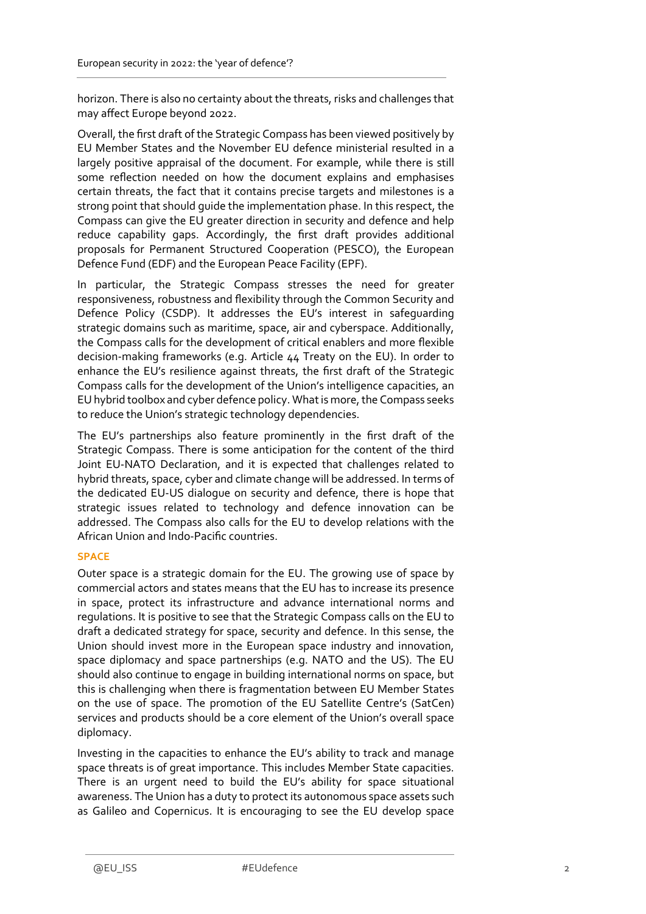horizon. There is also no certainty about the threats, risks and challenges that may affect Europe beyond 2022.

Overall, the first draft of the Strategic Compass has been viewed positively by EU Member States and the November EU defence ministerial resulted in a largely positive appraisal of the document. For example, while there is still some reflection needed on how the document explains and emphasises certain threats, the fact that it contains precise targets and milestones is a strong point that should guide the implementation phase. In this respect, the Compass can give the EU greater direction in security and defence and help reduce capability gaps. Accordingly, the first draft provides additional proposals for Permanent Structured Cooperation (PESCO), the European Defence Fund (EDF) and the European Peace Facility (EPF).

In particular, the Strategic Compass stresses the need for greater responsiveness, robustness and flexibility through the Common Security and Defence Policy (CSDP). It addresses the EU's interest in safeguarding strategic domains such as maritime, space, air and cyberspace. Additionally, the Compass calls for the development of critical enablers and more flexible decision-making frameworks (e.g. Article 44 Treaty on the EU). In order to enhance the EU's resilience against threats, the first draft of the Strategic Compass calls for the development of the Union's intelligence capacities, an EU hybrid toolbox and cyber defence policy. What is more, the Compass seeks to reduce the Union's strategic technology dependencies.

The EU's partnerships also feature prominently in the first draft of the Strategic Compass. There is some anticipation for the content of the third Joint EU-NATO Declaration, and it is expected that challenges related to hybrid threats, space, cyber and climate change will be addressed. In terms of the dedicated EU-US dialogue on security and defence, there is hope that strategic issues related to technology and defence innovation can be addressed. The Compass also calls for the EU to develop relations with the African Union and Indo-Pacific countries.

## SPACE

Outer space is a strategic domain for the EU. The growing use of space by commercial actors and states means that the EU has to increase its presence in space, protect its infrastructure and advance international norms and regulations. It is positive to see that the Strategic Compass calls on the EU to draft a dedicated strategy for space, security and defence. In this sense, the Union should invest more in the European space industry and innovation, space diplomacy and space partnerships (e.g. NATO and the US). The EU should also continue to engage in building international norms on space, but this is challenging when there is fragmentation between EU Member States on the use of space. The promotion of the EU Satellite Centre's (SatCen) services and products should be a core element of the Union's overall space diplomacy.

Investing in the capacities to enhance the EU's ability to track and manage space threats is of great importance. This includes Member State capacities. There is an urgent need to build the EU's ability for space situational awareness. The Union has a duty to protect its autonomous space assets such as Galileo and Copernicus. It is encouraging to see the EU develop space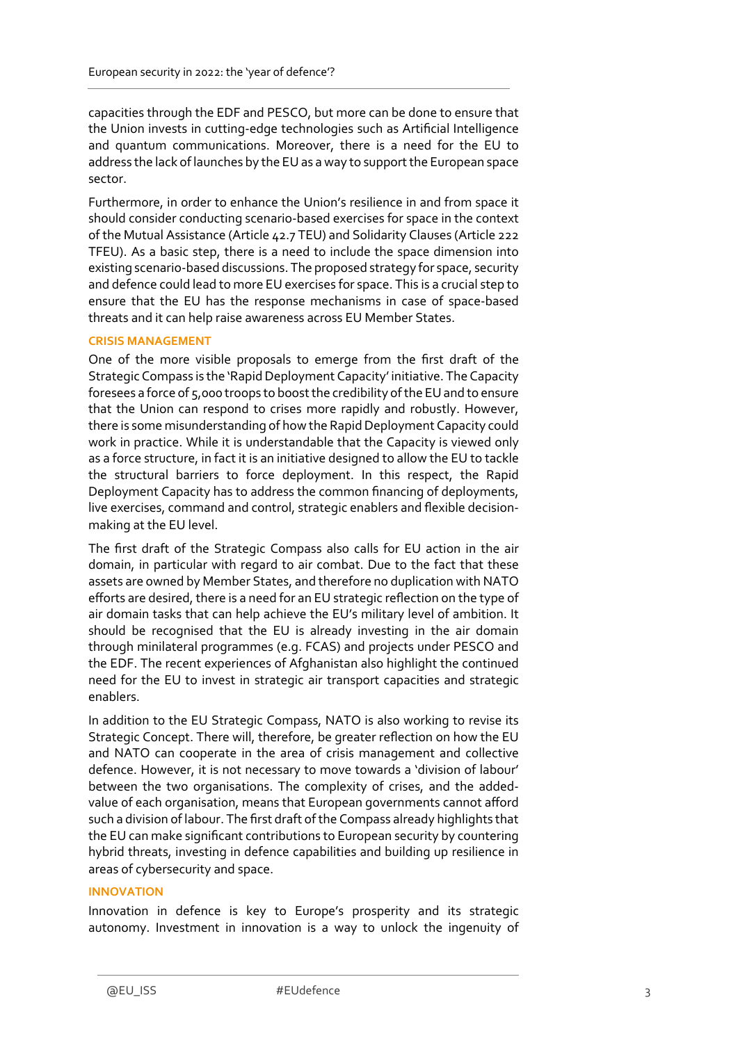capacities through the EDF and PESCO, but more can be done to ensure that the Union invests in cutting-edge technologies such as Artificial Intelligence and quantum communications. Moreover, there is a need for the EU to address the lack of launches by the EU as a way to support the European space sector.

Furthermore, in order to enhance the Union's resilience in and from space it should consider conducting scenario-based exercises for space in the context of the Mutual Assistance (Article 42.7 TEU) and Solidarity Clauses (Article 222 TFEU). As a basic step, there is a need to include the space dimension into existing scenario-based discussions. The proposed strategy for space, security and defence could lead to more EU exercises for space. This is a crucial step to ensure that the EU has the response mechanisms in case of space-based threats and it can help raise awareness across EU Member States.

### CRISIS MANAGEMENT

One of the more visible proposals to emerge from the first draft of the Strategic Compass is the 'Rapid Deployment Capacity' initiative. The Capacity foresees a force of 5,000 troops to boost the credibility of the EU and to ensure that the Union can respond to crises more rapidly and robustly. However, there is some misunderstanding of how the Rapid Deployment Capacity could work in practice. While it is understandable that the Capacity is viewed only as a force structure, in fact it is an initiative designed to allow the EU to tackle the structural barriers to force deployment. In this respect, the Rapid Deployment Capacity has to address the common financing of deployments, live exercises, command and control, strategic enablers and flexible decision-making at the EU level.

The first draft of the Strategic Compass also calls for EU action in the air domain, in particular with regard to air combat. Due to the fact that these assets are owned by Member States, and therefore no duplication with NATO efforts are desired, there is a need for an EU strategic reflection on the type of air domain tasks that can help achieve the EU's military level of ambition. It should be recognised that the EU is already investing in the air domain through minilateral programmes (e.g. FCAS) and projects under PESCO and the EDF. The recent experiences of Afghanistan also highlight the continued need for the EU to invest in strategic air transport capacities and strategic enablers.

In addition to the EU Strategic Compass, NATO is also working to revise its Strategic Concept. There will, therefore, be greater reflection on how the EU and NATO can cooperate in the area of crisis management and collective defence. However, it is not necessary to move towards a 'division of labour' between the two organisations. The complexity of crises, and the added-value of each organisation, means that European governments cannot afford such a division of labour. The first draft of the Compass already highlights that the EU can make significant contributions to European security by countering hybrid threats, investing in defence capabilities and building up resilience in areas of cybersecurity and space.

### INNOVATION

Innovation in defence is key to Europe's prosperity and its strategic autonomy. Investment in innovation is a way to unlock the ingenuity of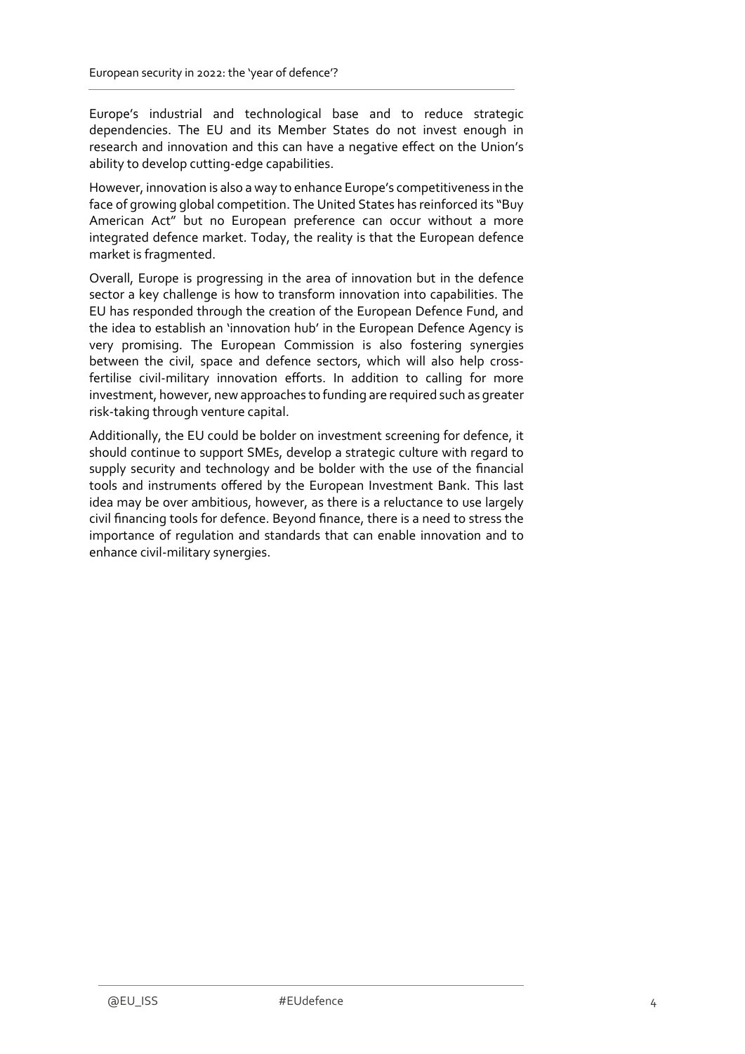Europe's industrial and technological base and to reduce strategic dependencies. The EU and its Member States do not invest enough in research and innovation and this can have a negative effect on the Union's ability to develop cutting-edge capabilities.

However, innovation is also a way to enhance Europe's competitiveness in the face of growing global competition. The United States has reinforced its "Buy American Act" but no European preference can occur without a more integrated defence market. Today, the reality is that the European defence market is fragmented.

Overall, Europe is progressing in the area of innovation but in the defence sector a key challenge is how to transform innovation into capabilities. The EU has responded through the creation of the European Defence Fund, and the idea to establish an 'innovation hub' in the European Defence Agency is very promising. The European Commission is also fostering synergies between the civil, space and defence sectors, which will also help cross-fertilise civil-military innovation efforts. In addition to calling for more investment, however, new approaches to funding are required such as greater risk-taking through venture capital.

Additionally, the EU could be bolder on investment screening for defence, it should continue to support SMEs, develop a strategic culture with regard to supply security and technology and be bolder with the use of the financial tools and instruments offered by the European Investment Bank. This last idea may be over ambitious, however, as there is a reluctance to use largely civil financing tools for defence. Beyond finance, there is a need to stress the importance of regulation and standards that can enable innovation and to enhance civil-military synergies.